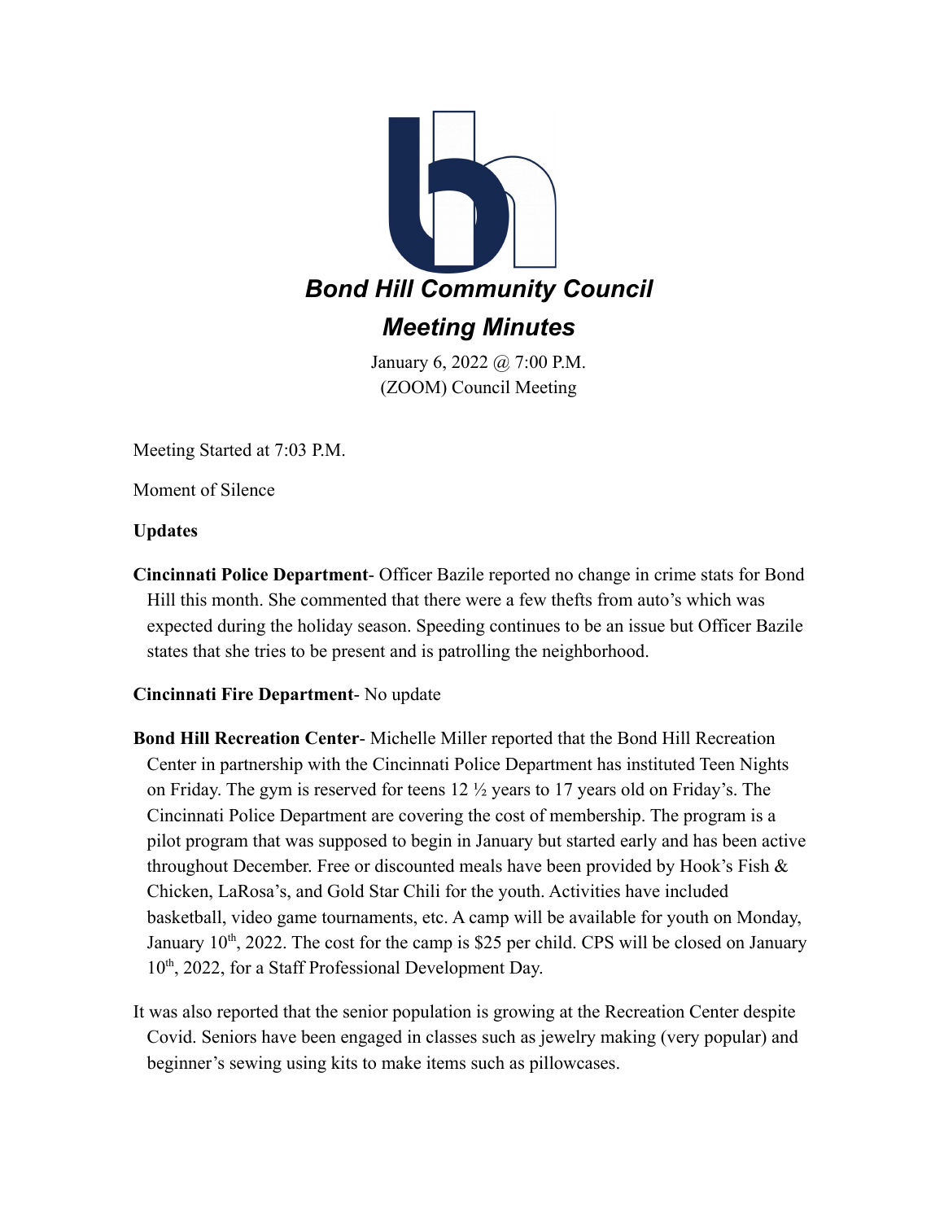# Bond Hill Community Council

## Meeting Minutes

January 6, 2022 @ 7:00 P.M.
(ZOOM) Council Meeting

Meeting Started at 7:03 P.M.

Moment of Silence

**Updates**

**Cincinnati Police Department**- Officer Bazile reported no change in crime stats for Bond Hill this month. She commented that there were a few thefts from auto's which was expected during the holiday season. Speeding continues to be an issue but Officer Bazile states that she tries to be present and is patrolling the neighborhood.

**Cincinnati Fire Department**- No update

**Bond Hill Recreation Center**- Michelle Miller reported that the Bond Hill Recreation Center in partnership with the Cincinnati Police Department has instituted Teen Nights on Friday. The gym is reserved for teens 12 ½ years to 17 years old on Friday's. The Cincinnati Police Department are covering the cost of membership. The program is a pilot program that was supposed to begin in January but started early and has been active throughout December. Free or discounted meals have been provided by Hook's Fish & Chicken, LaRosa's, and Gold Star Chili for the youth. Activities have included basketball, video game tournaments, etc. A camp will be available for youth on Monday, January 10th, 2022. The cost for the camp is $25 per child. CPS will be closed on January 10th, 2022, for a Staff Professional Development Day.

It was also reported that the senior population is growing at the Recreation Center despite Covid. Seniors have been engaged in classes such as jewelry making (very popular) and beginner's sewing using kits to make items such as pillowcases.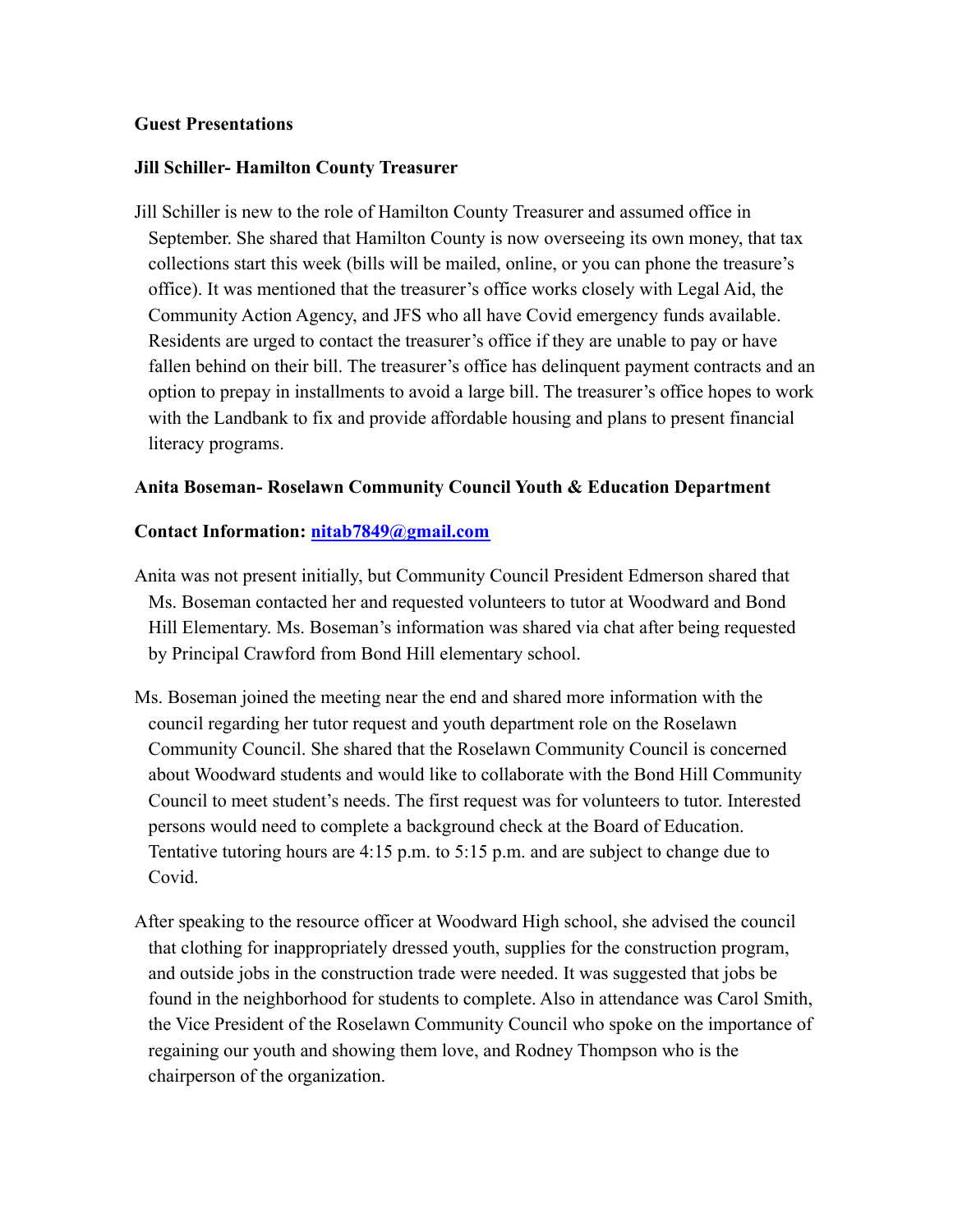**Guest Presentations**

**Jill Schiller- Hamilton County Treasurer**

Jill Schiller is new to the role of Hamilton County Treasurer and assumed office in September. She shared that Hamilton County is now overseeing its own money, that tax collections start this week (bills will be mailed, online, or you can phone the treasure's office). It was mentioned that the treasurer's office works closely with Legal Aid, the Community Action Agency, and JFS who all have Covid emergency funds available. Residents are urged to contact the treasurer's office if they are unable to pay or have fallen behind on their bill. The treasurer's office has delinquent payment contracts and an option to prepay in installments to avoid a large bill. The treasurer's office hopes to work with the Landbank to fix and provide affordable housing and plans to present financial literacy programs.

**Anita Boseman- Roselawn Community Council Youth & Education Department**

**Contact Information: nitab7849@gmail.com**

Anita was not present initially, but Community Council President Edmerson shared that Ms. Boseman contacted her and requested volunteers to tutor at Woodward and Bond Hill Elementary. Ms. Boseman's information was shared via chat after being requested by Principal Crawford from Bond Hill elementary school.

Ms. Boseman joined the meeting near the end and shared more information with the council regarding her tutor request and youth department role on the Roselawn Community Council. She shared that the Roselawn Community Council is concerned about Woodward students and would like to collaborate with the Bond Hill Community Council to meet student's needs. The first request was for volunteers to tutor. Interested persons would need to complete a background check at the Board of Education. Tentative tutoring hours are 4:15 p.m. to 5:15 p.m. and are subject to change due to Covid.

After speaking to the resource officer at Woodward High school, she advised the council that clothing for inappropriately dressed youth, supplies for the construction program, and outside jobs in the construction trade were needed. It was suggested that jobs be found in the neighborhood for students to complete. Also in attendance was Carol Smith, the Vice President of the Roselawn Community Council who spoke on the importance of regaining our youth and showing them love, and Rodney Thompson who is the chairperson of the organization.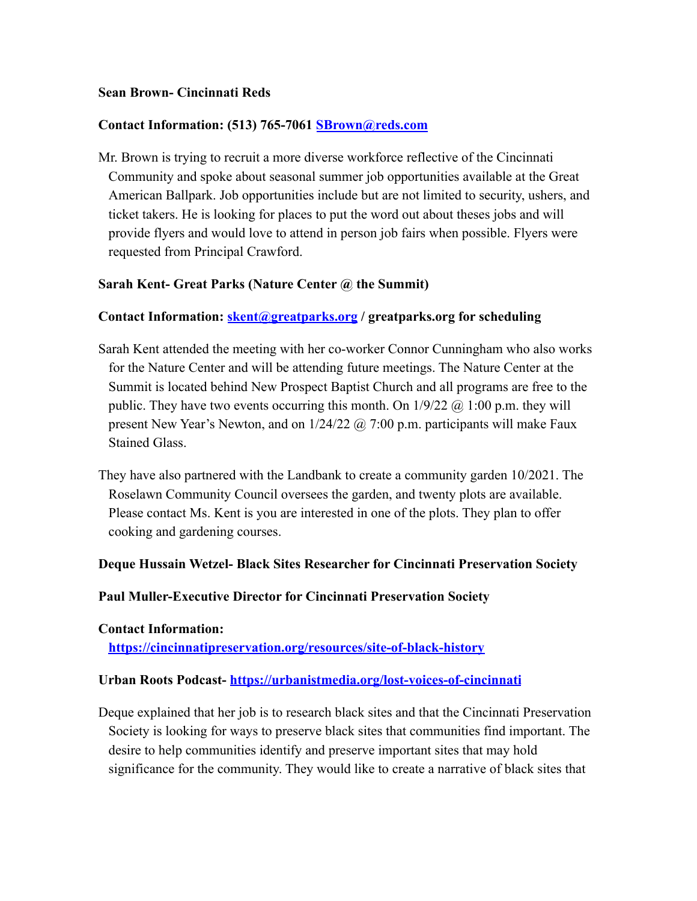**Sean Brown- Cincinnati Reds**

**Contact Information: (513) 765-7061 [SBrown@reds.com](mailto:SBrown@reds.com)**

Mr. Brown is trying to recruit a more diverse workforce reflective of the Cincinnati Community and spoke about seasonal summer job opportunities available at the Great American Ballpark. Job opportunities include but are not limited to security, ushers, and ticket takers. He is looking for places to put the word out about theses jobs and will provide flyers and would love to attend in person job fairs when possible. Flyers were requested from Principal Crawford.

**Sarah Kent- Great Parks (Nature Center @ the Summit)**

**Contact Information: [skent@greatparks.org](mailto:skent@greatparks.org) / greatparks.org for scheduling**

Sarah Kent attended the meeting with her co-worker Connor Cunningham who also works for the Nature Center and will be attending future meetings. The Nature Center at the Summit is located behind New Prospect Baptist Church and all programs are free to the public. They have two events occurring this month. On 1/9/22 @ 1:00 p.m. they will present New Year's Newton, and on 1/24/22 @ 7:00 p.m. participants will make Faux Stained Glass.

They have also partnered with the Landbank to create a community garden 10/2021. The Roselawn Community Council oversees the garden, and twenty plots are available. Please contact Ms. Kent is you are interested in one of the plots. They plan to offer cooking and gardening courses.

**Deque Hussain Wetzel- Black Sites Researcher for Cincinnati Preservation Society**

**Paul Muller-Executive Director for Cincinnati Preservation Society**

**Contact Information:**
**<https://cincinnatipreservation.org/resources/site-of-black-history>**

**Urban Roots Podcast- <https://urbanistmedia.org/lost-voices-of-cincinnati>**

Deque explained that her job is to research black sites and that the Cincinnati Preservation Society is looking for ways to preserve black sites that communities find important. The desire to help communities identify and preserve important sites that may hold significance for the community. They would like to create a narrative of black sites that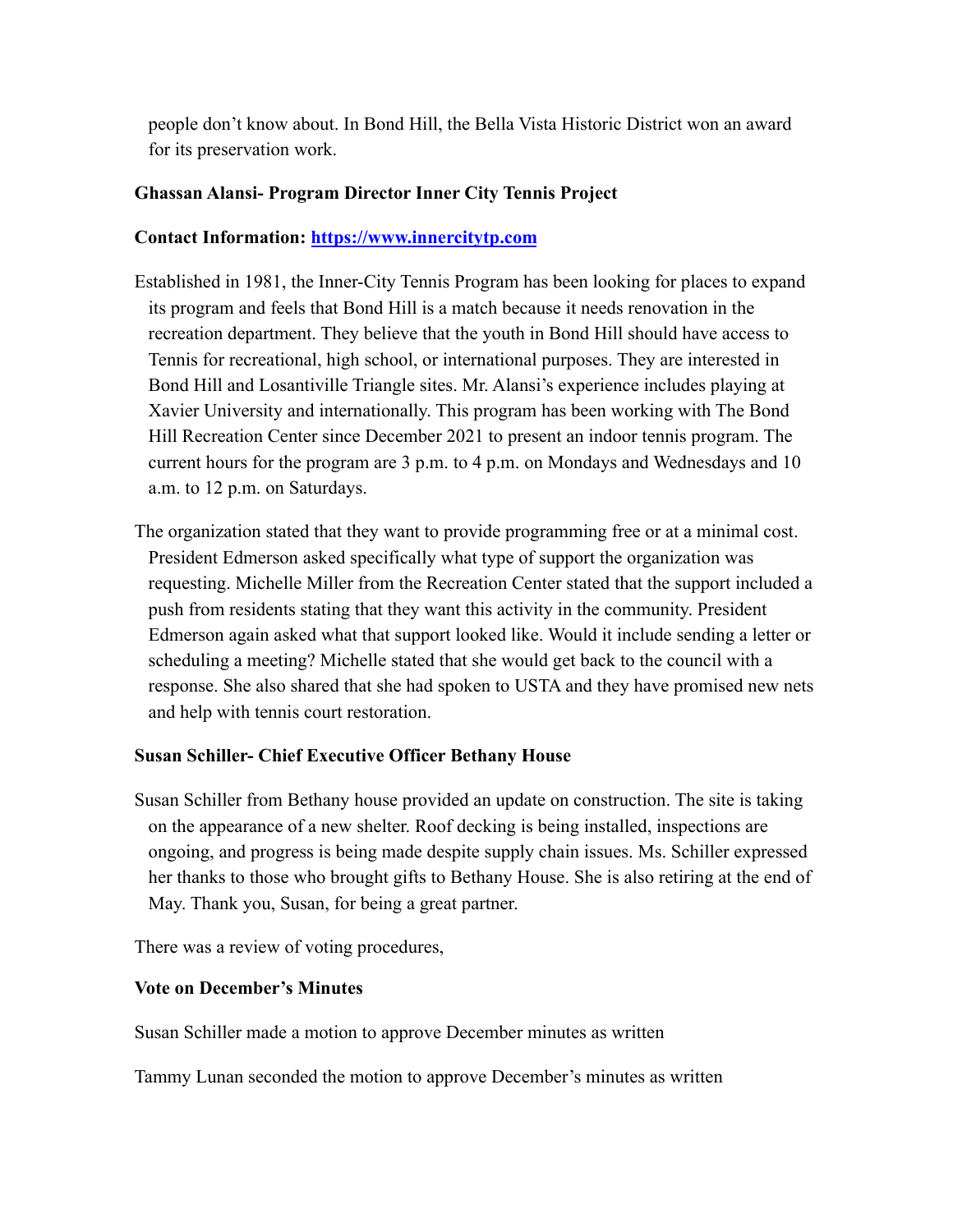people don't know about. In Bond Hill, the Bella Vista Historic District won an award for its preservation work.

**Ghassan Alansi- Program Director Inner City Tennis Project**

**Contact Information: [https://www.innercitytp.com](https://www.innercitytp.com)**

Established in 1981, the Inner-City Tennis Program has been looking for places to expand its program and feels that Bond Hill is a match because it needs renovation in the recreation department. They believe that the youth in Bond Hill should have access to Tennis for recreational, high school, or international purposes. They are interested in Bond Hill and Losantiville Triangle sites. Mr. Alansi's experience includes playing at Xavier University and internationally. This program has been working with The Bond Hill Recreation Center since December 2021 to present an indoor tennis program. The current hours for the program are 3 p.m. to 4 p.m. on Mondays and Wednesdays and 10 a.m. to 12 p.m. on Saturdays.

The organization stated that they want to provide programming free or at a minimal cost. President Edmerson asked specifically what type of support the organization was requesting. Michelle Miller from the Recreation Center stated that the support included a push from residents stating that they want this activity in the community. President Edmerson again asked what that support looked like. Would it include sending a letter or scheduling a meeting? Michelle stated that she would get back to the council with a response. She also shared that she had spoken to USTA and they have promised new nets and help with tennis court restoration.

**Susan Schiller- Chief Executive Officer Bethany House**

Susan Schiller from Bethany house provided an update on construction. The site is taking on the appearance of a new shelter. Roof decking is being installed, inspections are ongoing, and progress is being made despite supply chain issues. Ms. Schiller expressed her thanks to those who brought gifts to Bethany House. She is also retiring at the end of May. Thank you, Susan, for being a great partner.

There was a review of voting procedures,

**Vote on December's Minutes**

Susan Schiller made a motion to approve December minutes as written

Tammy Lunan seconded the motion to approve December's minutes as written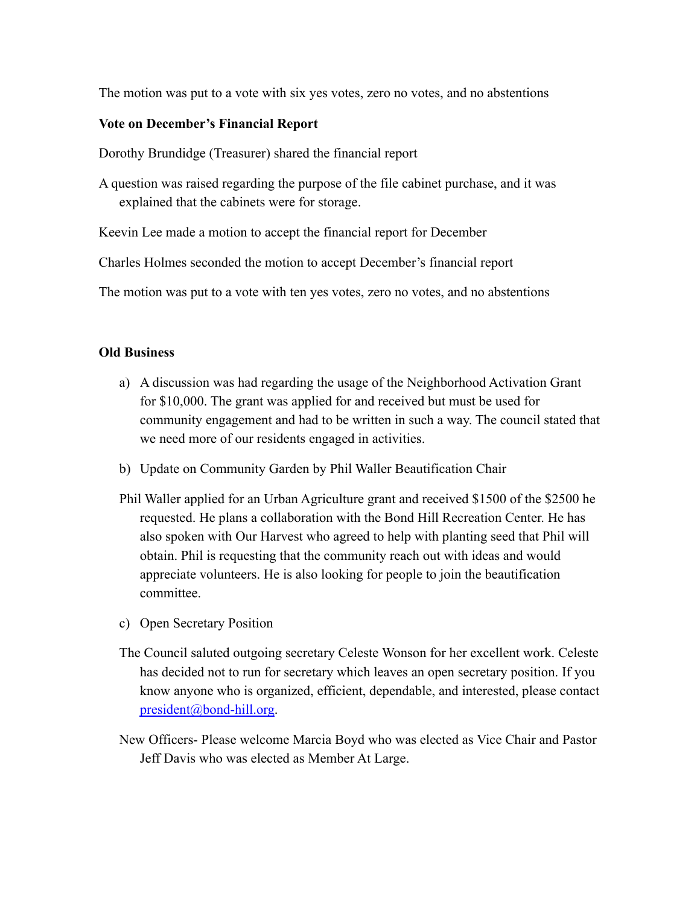The motion was put to a vote with six yes votes, zero no votes, and no abstentions

**Vote on December's Financial Report**

Dorothy Brundidge (Treasurer) shared the financial report

A question was raised regarding the purpose of the file cabinet purchase, and it was explained that the cabinets were for storage.

Keevin Lee made a motion to accept the financial report for December

Charles Holmes seconded the motion to accept December's financial report

The motion was put to a vote with ten yes votes, zero no votes, and no abstentions

**Old Business**

a) A discussion was had regarding the usage of the Neighborhood Activation Grant for $10,000. The grant was applied for and received but must be used for community engagement and had to be written in such a way. The council stated that we need more of our residents engaged in activities.

b) Update on Community Garden by Phil Waller Beautification Chair

Phil Waller applied for an Urban Agriculture grant and received $1500 of the $2500 he requested. He plans a collaboration with the Bond Hill Recreation Center. He has also spoken with Our Harvest who agreed to help with planting seed that Phil will obtain. Phil is requesting that the community reach out with ideas and would appreciate volunteers. He is also looking for people to join the beautification committee.

c) Open Secretary Position

The Council saluted outgoing secretary Celeste Wonson for her excellent work. Celeste has decided not to run for secretary which leaves an open secretary position. If you know anyone who is organized, efficient, dependable, and interested, please contact president@bond-hill.org.

New Officers- Please welcome Marcia Boyd who was elected as Vice Chair and Pastor Jeff Davis who was elected as Member At Large.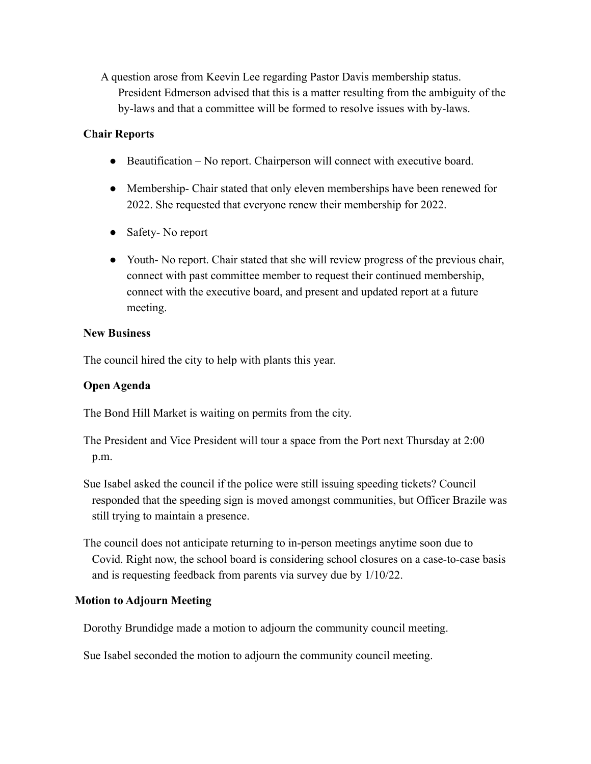A question arose from Keevin Lee regarding Pastor Davis membership status. President Edmerson advised that this is a matter resulting from the ambiguity of the by-laws and that a committee will be formed to resolve issues with by-laws.

**Chair Reports**

- Beautification – No report. Chairperson will connect with executive board.
- Membership- Chair stated that only eleven memberships have been renewed for 2022. She requested that everyone renew their membership for 2022.
- Safety- No report
- Youth- No report. Chair stated that she will review progress of the previous chair, connect with past committee member to request their continued membership, connect with the executive board, and present and updated report at a future meeting.

**New Business**

The council hired the city to help with plants this year.

**Open Agenda**

The Bond Hill Market is waiting on permits from the city.

The President and Vice President will tour a space from the Port next Thursday at 2:00 p.m.

Sue Isabel asked the council if the police were still issuing speeding tickets? Council responded that the speeding sign is moved amongst communities, but Officer Brazile was still trying to maintain a presence.

The council does not anticipate returning to in-person meetings anytime soon due to Covid. Right now, the school board is considering school closures on a case-to-case basis and is requesting feedback from parents via survey due by 1/10/22.

**Motion to Adjourn Meeting**

Dorothy Brundidge made a motion to adjourn the community council meeting.

Sue Isabel seconded the motion to adjourn the community council meeting.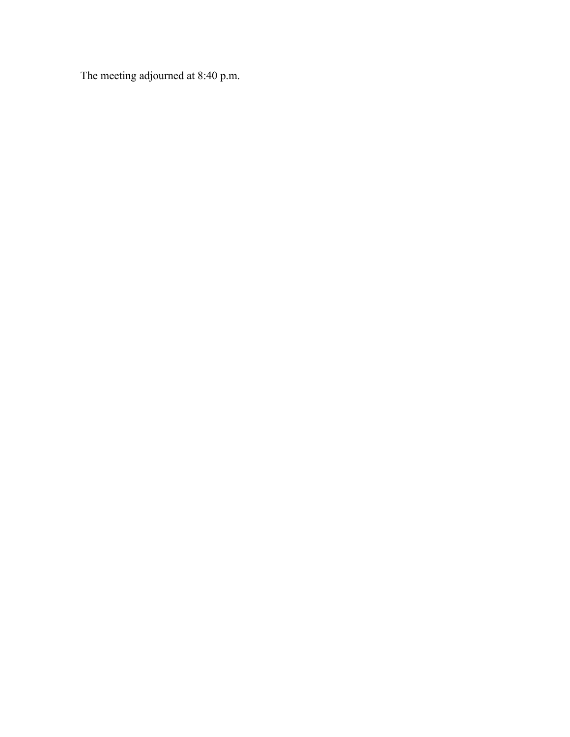The meeting adjourned at 8:40 p.m.